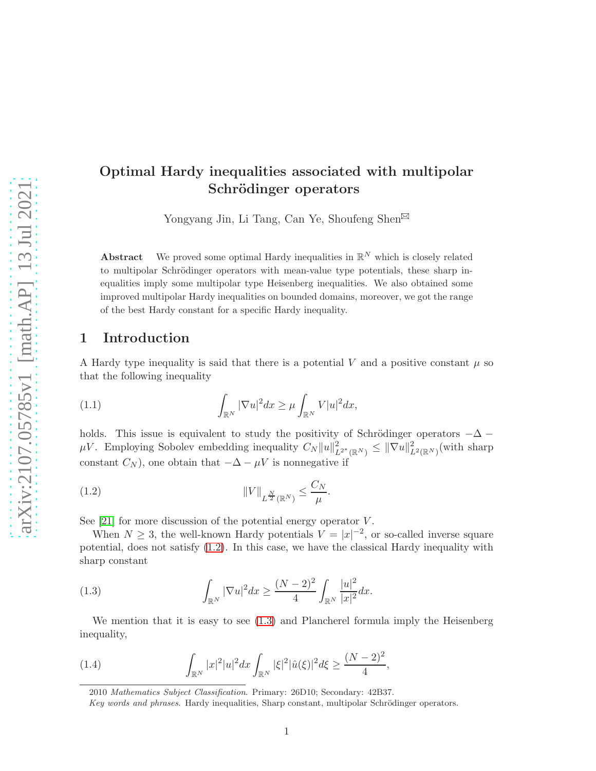# Optimal Hardy inequalities associated with multipolar Schrödinger operators

Yongyang Jin, Li Tang, Can Ye, Shoufeng Shen[✉]

**Abstract** We proved some optimal Hardy inequalities in $\mathbb{R}^N$ which is closely related to multipolar Schrödinger operators with mean-value type potentials, these sharp inequalities imply some multipolar type Heisenberg inequalities. We also obtained some improved multipolar Hardy inequalities on bounded domains, moreover, we got the range of the best Hardy constant for a specific Hardy inequality.

## 1 Introduction

A Hardy type inequality is said that there is a potential $V$ and a positive constant $\mu$ so that the following inequality

$$\int_{\mathbb{R}^N} |\nabla u|^2 dx \geq \mu \int_{\mathbb{R}^N} V|u|^2 dx, \tag{1.1}$$

holds. This issue is equivalent to study the positivity of Schrödinger operators $-\Delta - \mu V$. Employing Sobolev embedding inequality $C_N \|u\|^2_{L^{2^*}(\mathbb{R}^N)} \leq \|\nabla u\|^2_{L^2(\mathbb{R}^N)}$(with sharp constant $C_N$), one obtain that $-\Delta - \mu V$ is nonnegative if

$$\|V\|_{L^{\frac{N}{2}}(\mathbb{R}^N)} \leq \frac{C_N}{\mu}. \tag{1.2}$$

See [21] for more discussion of the potential energy operator $V$.

When $N \geq 3$, the well-known Hardy potentials $V = |x|^{-2}$, or so-called inverse square potential, does not satisfy (1.2). In this case, we have the classical Hardy inequality with sharp constant

$$\int_{\mathbb{R}^N} |\nabla u|^2 dx \geq \frac{(N-2)^2}{4} \int_{\mathbb{R}^N} \frac{|u|^2}{|x|^2} dx. \tag{1.3}$$

We mention that it is easy to see (1.3) and Plancherel formula imply the Heisenberg inequality,

$$\int_{\mathbb{R}^N} |x|^2 |u|^2 dx \int_{\mathbb{R}^N} |\xi|^2 |\hat{u}(\xi)|^2 d\xi \geq \frac{(N-2)^2}{4}, \tag{1.4}$$

2010 *Mathematics Subject Classification*. Primary: 26D10; Secondary: 42B37.

*Key words and phrases.* Hardy inequalities, Sharp constant, multipolar Schrödinger operators.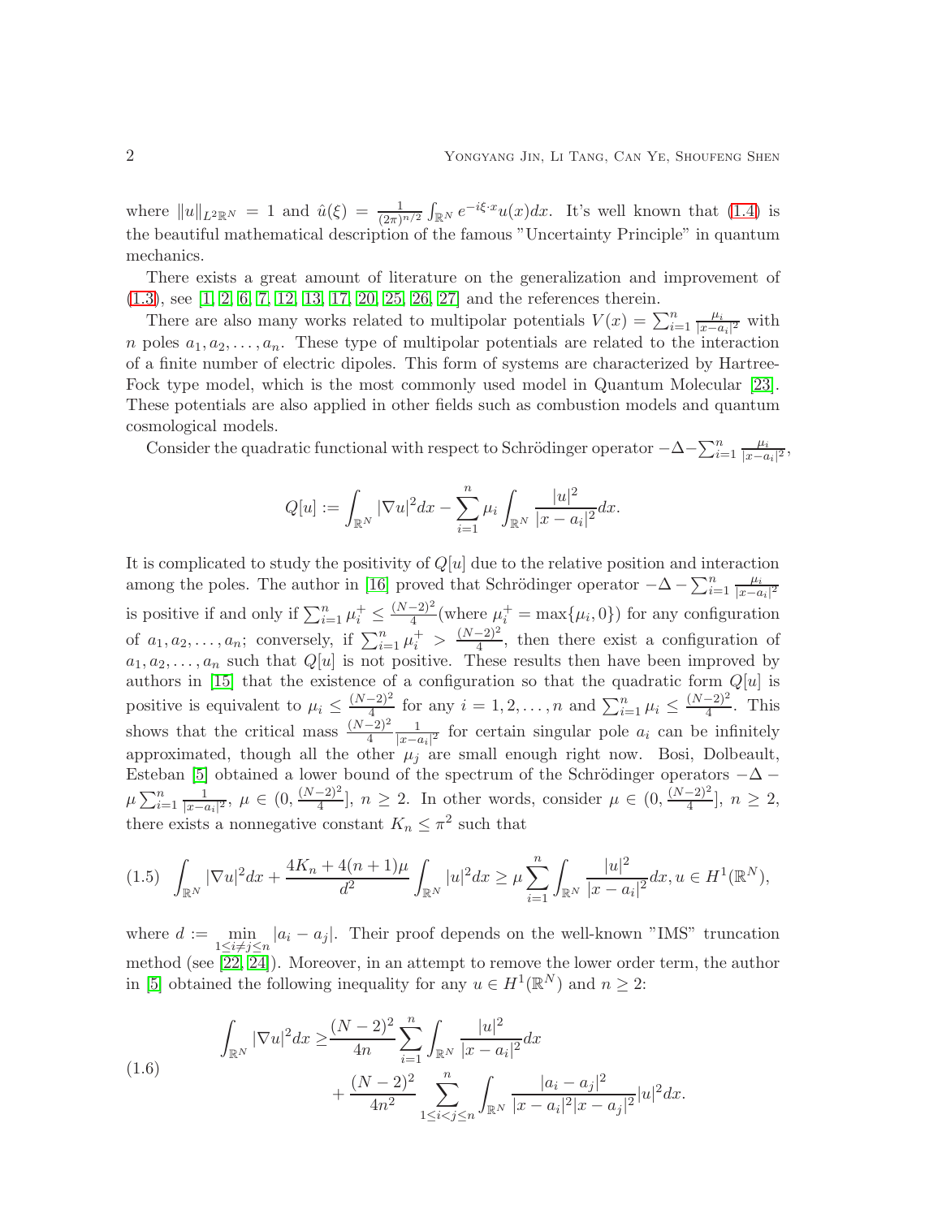where $\|u\|_{L^2\mathbb{R}^N} = 1$ and $\hat{u}(\xi) = \frac{1}{(2\pi)^{n/2}}\int_{\mathbb{R}^N} e^{-i\xi\cdot x}u(x)dx$. It's well known that (1.4) is the beautiful mathematical description of the famous "Uncertainty Principle" in quantum mechanics.

There exists a great amount of literature on the generalization and improvement of (1.3), see [1, 2, 6, 7, 12, 13, 17, 20, 25, 26, 27] and the references therein.

There are also many works related to multipolar potentials $V(x) = \sum_{i=1}^{n} \frac{\mu_i}{|x-a_i|^2}$ with $n$ poles $a_1, a_2, \ldots, a_n$. These type of multipolar potentials are related to the interaction of a finite number of electric dipoles. This form of systems are characterized by Hartree-Fock type model, which is the most commonly used model in Quantum Molecular [23]. These potentials are also applied in other fields such as combustion models and quantum cosmological models.

Consider the quadratic functional with respect to Schrödinger operator $-\Delta - \sum_{i=1}^{n} \frac{\mu_i}{|x-a_i|^2}$,

$$Q[u] := \int_{\mathbb{R}^N} |\nabla u|^2 dx - \sum_{i=1}^{n} \mu_i \int_{\mathbb{R}^N} \frac{|u|^2}{|x-a_i|^2} dx.$$

It is complicated to study the positivity of $Q[u]$ due to the relative position and interaction among the poles. The author in [16] proved that Schrödinger operator $-\Delta - \sum_{i=1}^{n} \frac{\mu_i}{|x-a_i|^2}$ is positive if and only if $\sum_{i=1}^{n} \mu_i^+ \leq \frac{(N-2)^2}{4}$(where $\mu_i^+ = \max\{\mu_i, 0\}$) for any configuration of $a_1, a_2, \ldots, a_n$; conversely, if $\sum_{i=1}^{n} \mu_i^+ > \frac{(N-2)^2}{4}$, then there exist a configuration of $a_1, a_2, \ldots, a_n$ such that $Q[u]$ is not positive. These results then have been improved by authors in [15] that the existence of a configuration so that the quadratic form $Q[u]$ is positive is equivalent to $\mu_i \leq \frac{(N-2)^2}{4}$ for any $i = 1, 2, \ldots, n$ and $\sum_{i=1}^{n} \mu_i \leq \frac{(N-2)^2}{4}$. This shows that the critical mass $\frac{(N-2)^2}{4}\frac{1}{|x-a_i|^2}$ for certain singular pole $a_i$ can be infinitely approximated, though all the other $\mu_j$ are small enough right now. Bosi, Dolbeault, Esteban [5] obtained a lower bound of the spectrum of the Schrödinger operators $-\Delta - \mu\sum_{i=1}^{n} \frac{1}{|x-a_i|^2}$, $\mu \in (0, \frac{(N-2)^2}{4}]$, $n \geq 2$. In other words, consider $\mu \in (0, \frac{(N-2)^2}{4}]$, $n \geq 2$, there exists a nonnegative constant $K_n \leq \pi^2$ such that

$$\int_{\mathbb{R}^N} |\nabla u|^2 dx + \frac{4K_n + 4(n+1)\mu}{d^2}\int_{\mathbb{R}^N} |u|^2 dx \geq \mu\sum_{i=1}^{n}\int_{\mathbb{R}^N} \frac{|u|^2}{|x-a_i|^2}dx, u \in H^1(\mathbb{R}^N), \tag{1.5}$$

where $d := \min_{1\leq i\neq j\leq n} |a_i - a_j|$. Their proof depends on the well-known "IMS" truncation method (see [22, 24]). Moreover, in an attempt to remove the lower order term, the author in [5] obtained the following inequality for any $u \in H^1(\mathbb{R}^N)$ and $n \geq 2$:

$$\begin{aligned}\int_{\mathbb{R}^N} |\nabla u|^2 dx \geq& \frac{(N-2)^2}{4n}\sum_{i=1}^{n}\int_{\mathbb{R}^N} \frac{|u|^2}{|x-a_i|^2}dx \\ &+ \frac{(N-2)^2}{4n^2}\sum_{1\leq i<j\leq n}\int_{\mathbb{R}^N} \frac{|a_i-a_j|^2}{|x-a_i|^2|x-a_j|^2}|u|^2 dx.\end{aligned} \tag{1.6}$$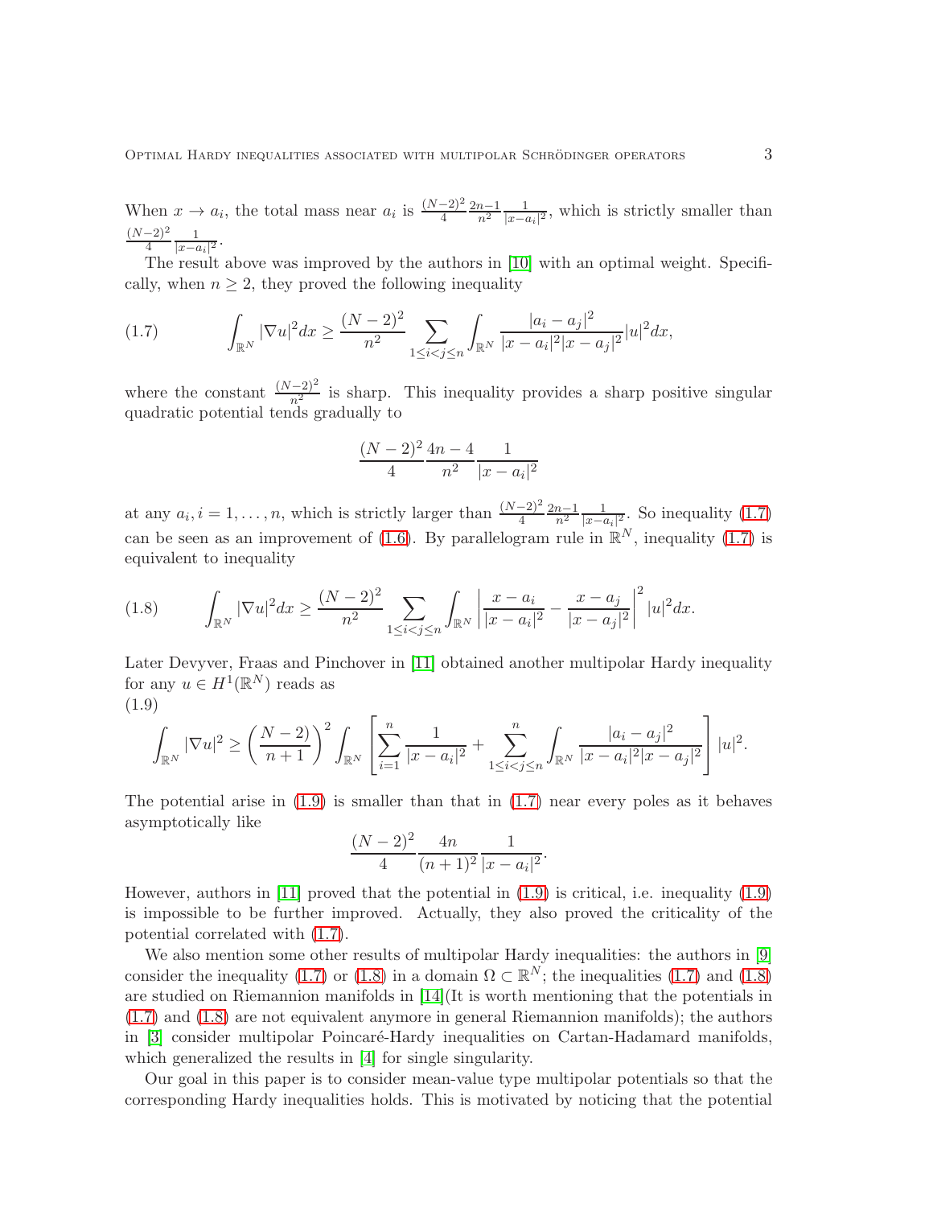When $x \to a_i$, the total mass near $a_i$ is $\frac{(N-2)^2}{4}\frac{2n-1}{n^2}\frac{1}{|x-a_i|^2}$, which is strictly smaller than $\frac{(N-2)^2}{4}\frac{1}{|x-a_i|^2}$.

The result above was improved by the authors in [10] with an optimal weight. Specifically, when $n \geq 2$, they proved the following inequality

$$
\int_{\mathbb{R}^N} |\nabla u|^2 dx \geq \frac{(N-2)^2}{n^2} \sum_{1\leq i<j\leq n} \int_{\mathbb{R}^N} \frac{|a_i - a_j|^2}{|x-a_i|^2|x-a_j|^2}|u|^2 dx, \tag{1.7}
$$

where the constant $\frac{(N-2)^2}{n^2}$ is sharp. This inequality provides a sharp positive singular quadratic potential tends gradually to

$$
\frac{(N-2)^2}{4}\frac{4n-4}{n^2}\frac{1}{|x-a_i|^2}
$$

at any $a_i, i = 1, \ldots, n$, which is strictly larger than $\frac{(N-2)^2}{4}\frac{2n-1}{n^2}\frac{1}{|x-a_i|^2}$. So inequality (1.7) can be seen as an improvement of (1.6). By parallelogram rule in $\mathbb{R}^N$, inequality (1.7) is equivalent to inequality

$$
\int_{\mathbb{R}^N} |\nabla u|^2 dx \geq \frac{(N-2)^2}{n^2} \sum_{1\leq i<j\leq n} \int_{\mathbb{R}^N} \left| \frac{x-a_i}{|x-a_i|^2} - \frac{x-a_j}{|x-a_j|^2} \right|^2 |u|^2 dx. \tag{1.8}
$$

Later Devyver, Fraas and Pinchover in [11] obtained another multipolar Hardy inequality for any $u \in H^1(\mathbb{R}^N)$ reads as

$$
\int_{\mathbb{R}^N} |\nabla u|^2 \geq \left(\frac{N-2)}{n+1}\right)^2 \int_{\mathbb{R}^N} \left[ \sum_{i=1}^n \frac{1}{|x-a_i|^2} + \sum_{1\leq i<j\leq n}^n \int_{\mathbb{R}^N} \frac{|a_i-a_j|^2}{|x-a_i|^2|x-a_j|^2} \right] |u|^2. \tag{1.9}
$$

The potential arise in (1.9) is smaller than that in (1.7) near every poles as it behaves asymptotically like

$$
\frac{(N-2)^2}{4}\frac{4n}{(n+1)^2}\frac{1}{|x-a_i|^2}.
$$

However, authors in [11] proved that the potential in (1.9) is critical, i.e. inequality (1.9) is impossible to be further improved. Actually, they also proved the criticality of the potential correlated with (1.7).

We also mention some other results of multipolar Hardy inequalities: the authors in [9] consider the inequality (1.7) or (1.8) in a domain $\Omega \subset \mathbb{R}^N$; the inequalities (1.7) and (1.8) are studied on Riemannion manifolds in [14](It is worth mentioning that the potentials in (1.7) and (1.8) are not equivalent anymore in general Riemannion manifolds); the authors in [3] consider multipolar Poincaré-Hardy inequalities on Cartan-Hadamard manifolds, which generalized the results in [4] for single singularity.

Our goal in this paper is to consider mean-value type multipolar potentials so that the corresponding Hardy inequalities holds. This is motivated by noticing that the potential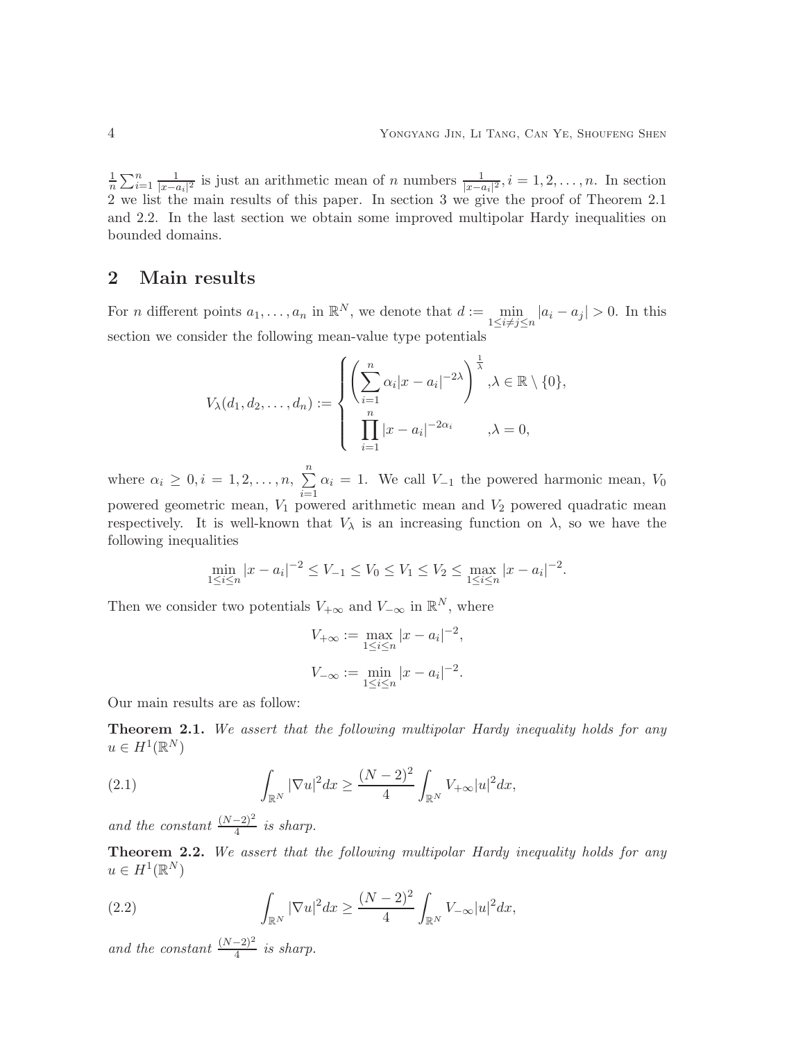$\frac{1}{n}\sum_{i=1}^{n}\frac{1}{|x-a_i|^2}$ is just an arithmetic mean of $n$ numbers $\frac{1}{|x-a_i|^2}, i=1,2,\ldots,n$. In section 2 we list the main results of this paper. In section 3 we give the proof of Theorem 2.1 and 2.2. In the last section we obtain some improved multipolar Hardy inequalities on bounded domains.

## 2 Main results

For $n$ different points $a_1,\ldots,a_n$ in $\mathbb{R}^N$, we denote that $d := \min_{1\le i\ne j\le n}|a_i-a_j|>0$. In this section we consider the following mean-value type potentials

$$V_\lambda(d_1,d_2,\ldots,d_n) := \begin{cases} \left(\sum_{i=1}^{n}\alpha_i|x-a_i|^{-2\lambda}\right)^{\frac{1}{\lambda}} & ,\lambda\in\mathbb{R}\setminus\{0\}, \\ \prod_{i=1}^{n}|x-a_i|^{-2\alpha_i} & ,\lambda=0, \end{cases}$$

where $\alpha_i\ge 0, i=1,2,\ldots,n$, $\sum_{i=1}^{n}\alpha_i=1$. We call $V_{-1}$ the powered harmonic mean, $V_0$ powered geometric mean, $V_1$ powered arithmetic mean and $V_2$ powered quadratic mean respectively. It is well-known that $V_\lambda$ is an increasing function on $\lambda$, so we have the following inequalities

$$\min_{1\le i\le n}|x-a_i|^{-2}\le V_{-1}\le V_0\le V_1\le V_2\le \max_{1\le i\le n}|x-a_i|^{-2}.$$

Then we consider two potentials $V_{+\infty}$ and $V_{-\infty}$ in $\mathbb{R}^N$, where

$$V_{+\infty} := \max_{1\le i\le n}|x-a_i|^{-2},$$

$$V_{-\infty} := \min_{1\le i\le n}|x-a_i|^{-2}.$$

Our main results are as follow:

**Theorem 2.1.** *We assert that the following multipolar Hardy inequality holds for any* $u\in H^1(\mathbb{R}^N)$

$$\int_{\mathbb{R}^N}|\nabla u|^2dx \ge \frac{(N-2)^2}{4}\int_{\mathbb{R}^N}V_{+\infty}|u|^2dx, \tag{2.1}$$

*and the constant* $\frac{(N-2)^2}{4}$ *is sharp.*

**Theorem 2.2.** *We assert that the following multipolar Hardy inequality holds for any* $u\in H^1(\mathbb{R}^N)$

$$\int_{\mathbb{R}^N}|\nabla u|^2dx \ge \frac{(N-2)^2}{4}\int_{\mathbb{R}^N}V_{-\infty}|u|^2dx, \tag{2.2}$$

*and the constant* $\frac{(N-2)^2}{4}$ *is sharp.*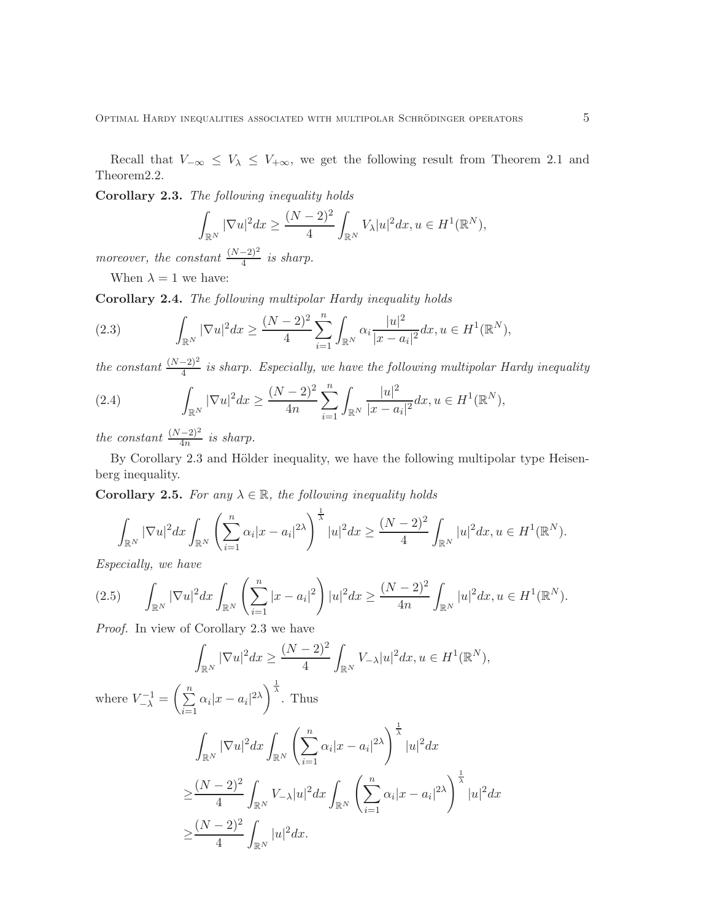Recall that $V_{-\infty} \leq V_\lambda \leq V_{+\infty}$, we get the following result from Theorem 2.1 and Theorem2.2.

**Corollary 2.3.** *The following inequality holds*

$$\int_{\mathbb{R}^N} |\nabla u|^2 dx \geq \frac{(N-2)^2}{4} \int_{\mathbb{R}^N} V_\lambda |u|^2 dx, u \in H^1(\mathbb{R}^N),$$

*moreover, the constant $\frac{(N-2)^2}{4}$ is sharp.*

When $\lambda = 1$ we have:

**Corollary 2.4.** *The following multipolar Hardy inequality holds*

$$\int_{\mathbb{R}^N} |\nabla u|^2 dx \geq \frac{(N-2)^2}{4} \sum_{i=1}^{n} \int_{\mathbb{R}^N} \alpha_i \frac{|u|^2}{|x-a_i|^2} dx, u \in H^1(\mathbb{R}^N), \tag{2.3}$$

*the constant $\frac{(N-2)^2}{4}$ is sharp. Especially, we have the following multipolar Hardy inequality*

$$\int_{\mathbb{R}^N} |\nabla u|^2 dx \geq \frac{(N-2)^2}{4n} \sum_{i=1}^{n} \int_{\mathbb{R}^N} \frac{|u|^2}{|x-a_i|^2} dx, u \in H^1(\mathbb{R}^N), \tag{2.4}$$

*the constant $\frac{(N-2)^2}{4n}$ is sharp.*

By Corollary 2.3 and Hölder inequality, we have the following multipolar type Heisenberg inequality.

**Corollary 2.5.** *For any $\lambda \in \mathbb{R}$, the following inequality holds*

$$\int_{\mathbb{R}^N} |\nabla u|^2 dx \int_{\mathbb{R}^N} \left( \sum_{i=1}^{n} \alpha_i |x-a_i|^{2\lambda} \right)^{\frac{1}{\lambda}} |u|^2 dx \geq \frac{(N-2)^2}{4} \int_{\mathbb{R}^N} |u|^2 dx, u \in H^1(\mathbb{R}^N).$$

*Especially, we have*

$$\int_{\mathbb{R}^N} |\nabla u|^2 dx \int_{\mathbb{R}^N} \left( \sum_{i=1}^{n} |x-a_i|^2 \right) |u|^2 dx \geq \frac{(N-2)^2}{4n} \int_{\mathbb{R}^N} |u|^2 dx, u \in H^1(\mathbb{R}^N). \tag{2.5}$$

*Proof.* In view of Corollary 2.3 we have

$$\int_{\mathbb{R}^N} |\nabla u|^2 dx \geq \frac{(N-2)^2}{4} \int_{\mathbb{R}^N} V_{-\lambda} |u|^2 dx, u \in H^1(\mathbb{R}^N),$$

where $V_{-\lambda}^{-1} = \left( \sum_{i=1}^{n} \alpha_i |x-a_i|^{2\lambda} \right)^{\frac{1}{\lambda}}$. Thus

$$\begin{aligned}
&\int_{\mathbb{R}^N} |\nabla u|^2 dx \int_{\mathbb{R}^N} \left( \sum_{i=1}^{n} \alpha_i |x-a_i|^{2\lambda} \right)^{\frac{1}{\lambda}} |u|^2 dx \\
\geq &\frac{(N-2)^2}{4} \int_{\mathbb{R}^N} V_{-\lambda} |u|^2 dx \int_{\mathbb{R}^N} \left( \sum_{i=1}^{n} \alpha_i |x-a_i|^{2\lambda} \right)^{\frac{1}{\lambda}} |u|^2 dx \\
\geq &\frac{(N-2)^2}{4} \int_{\mathbb{R}^N} |u|^2 dx.
\end{aligned}$$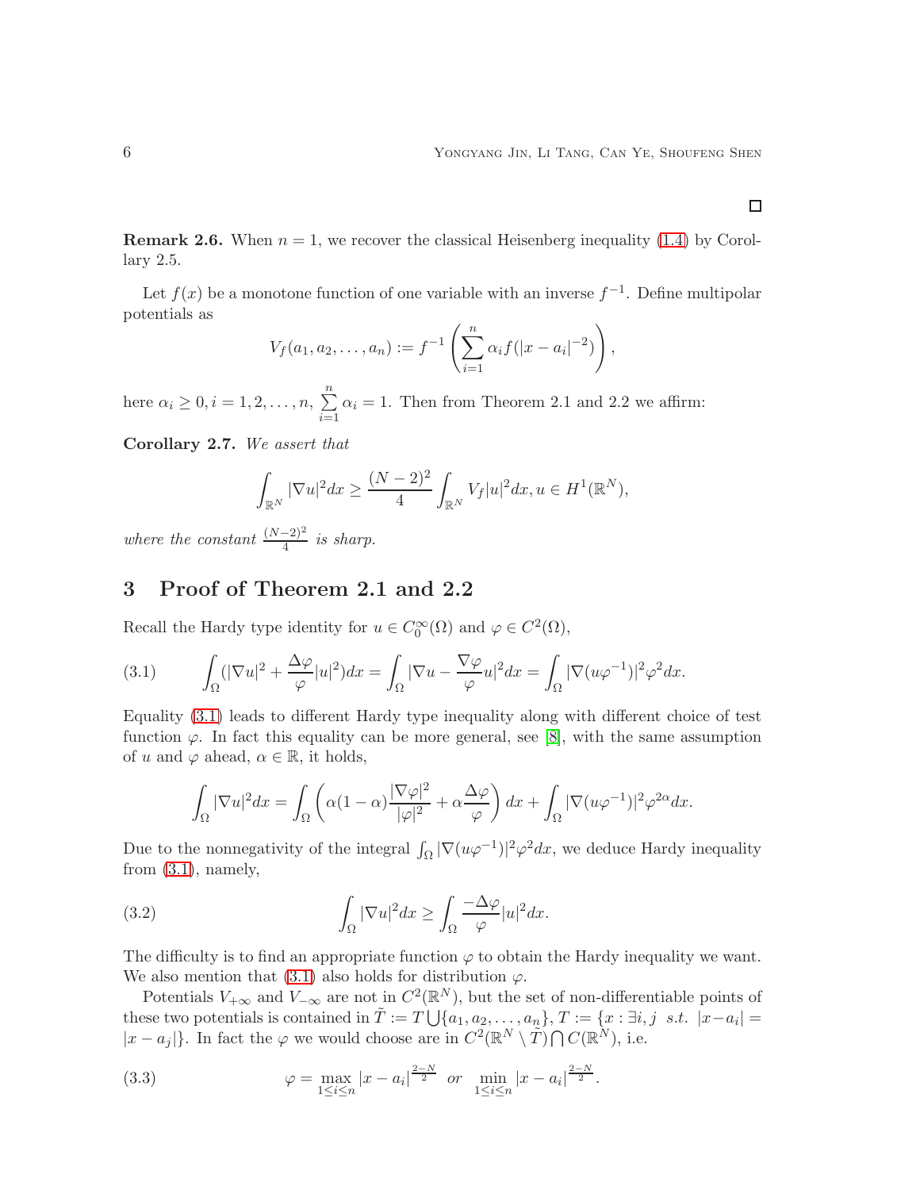□

**Remark 2.6.** When $n = 1$, we recover the classical Heisenberg inequality (1.4) by Corollary 2.5.

Let $f(x)$ be a monotone function of one variable with an inverse $f^{-1}$. Define multipolar potentials as

$$V_f(a_1, a_2, \ldots, a_n) := f^{-1}\left(\sum_{i=1}^{n} \alpha_i f(|x - a_i|^{-2})\right),$$

here $\alpha_i \geq 0, i = 1, 2, \ldots, n$, $\sum_{i=1}^{n} \alpha_i = 1$. Then from Theorem 2.1 and 2.2 we affirm:

**Corollary 2.7.** *We assert that*

$$\int_{\mathbb{R}^N} |\nabla u|^2 dx \geq \frac{(N-2)^2}{4} \int_{\mathbb{R}^N} V_f |u|^2 dx, u \in H^1(\mathbb{R}^N),$$

*where the constant* $\frac{(N-2)^2}{4}$ *is sharp.*

## 3 Proof of Theorem 2.1 and 2.2

Recall the Hardy type identity for $u \in C_0^\infty(\Omega)$ and $\varphi \in C^2(\Omega)$,

$$\int_\Omega (|\nabla u|^2 + \frac{\Delta \varphi}{\varphi} |u|^2) dx = \int_\Omega |\nabla u - \frac{\nabla \varphi}{\varphi} u|^2 dx = \int_\Omega |\nabla (u \varphi^{-1})|^2 \varphi^2 dx. \tag{3.1}$$

Equality (3.1) leads to different Hardy type inequality along with different choice of test function $\varphi$. In fact this equality can be more general, see [8], with the same assumption of $u$ and $\varphi$ ahead, $\alpha \in \mathbb{R}$, it holds,

$$\int_\Omega |\nabla u|^2 dx = \int_\Omega \left(\alpha(1-\alpha)\frac{|\nabla \varphi|^2}{|\varphi|^2} + \alpha \frac{\Delta \varphi}{\varphi}\right) dx + \int_\Omega |\nabla (u \varphi^{-1})|^2 \varphi^{2\alpha} dx.$$

Due to the nonnegativity of the integral $\int_\Omega |\nabla (u\varphi^{-1})|^2 \varphi^2 dx$, we deduce Hardy inequality from (3.1), namely,

$$\int_\Omega |\nabla u|^2 dx \geq \int_\Omega \frac{-\Delta \varphi}{\varphi} |u|^2 dx. \tag{3.2}$$

The difficulty is to find an appropriate function $\varphi$ to obtain the Hardy inequality we want. We also mention that (3.1) also holds for distribution $\varphi$.

Potentials $V_{+\infty}$ and $V_{-\infty}$ are not in $C^2(\mathbb{R}^N)$, but the set of non-differentiable points of these two potentials is contained in $\tilde{T} := T \bigcup \{a_1, a_2, \ldots, a_n\}$, $T := \{x : \exists i, j \;\; s.t. \;\; |x - a_i| = |x - a_j|\}$. In fact the $\varphi$ we would choose are in $C^2(\mathbb{R}^N \setminus \tilde{T}) \bigcap C(\mathbb{R}^N)$, i.e.

$$\varphi = \max_{1 \leq i \leq n} |x - a_i|^{\frac{2-N}{2}} \;\; or \;\; \min_{1 \leq i \leq n} |x - a_i|^{\frac{2-N}{2}}. \tag{3.3}$$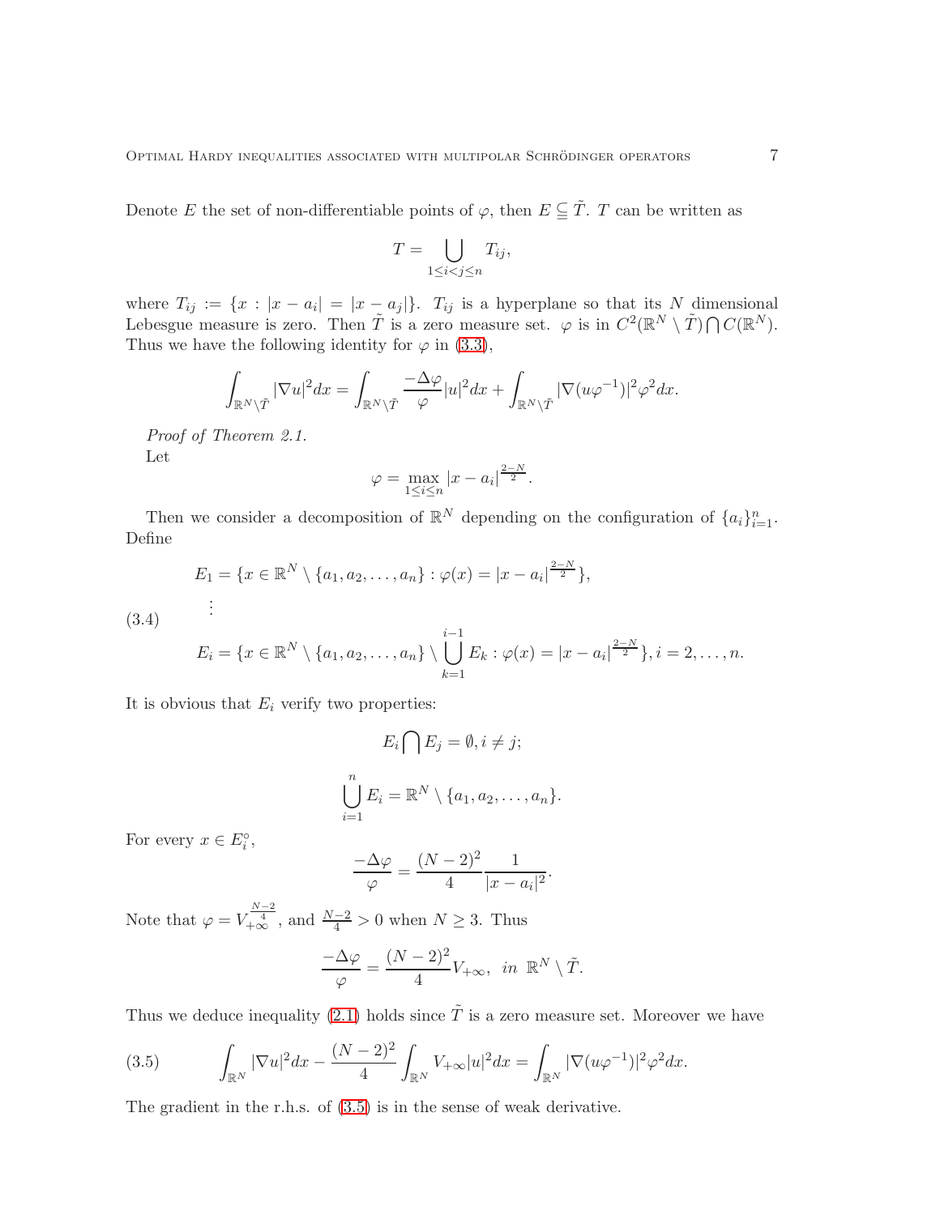Denote $E$ the set of non-differentiable points of $\varphi$, then $E \subseteqq \tilde{T}$. $T$ can be written as

$$T = \bigcup_{1 \le i < j \le n} T_{ij},$$

where $T_{ij} := \{x : |x - a_i| = |x - a_j|\}$. $T_{ij}$ is a hyperplane so that its $N$ dimensional Lebesgue measure is zero. Then $\tilde{T}$ is a zero measure set. $\varphi$ is in $C^2(\mathbb{R}^N \setminus \tilde{T}) \bigcap C(\mathbb{R}^N)$. Thus we have the following identity for $\varphi$ in (3.3),

$$\int_{\mathbb{R}^N \setminus \tilde{T}} |\nabla u|^2 dx = \int_{\mathbb{R}^N \setminus \tilde{T}} \frac{-\Delta \varphi}{\varphi} |u|^2 dx + \int_{\mathbb{R}^N \setminus \tilde{T}} |\nabla (u \varphi^{-1})|^2 \varphi^2 dx.$$

*Proof of Theorem 2.1.*
Let

$$\varphi = \max_{1 \le i \le n} |x - a_i|^{\frac{2-N}{2}}.$$

Then we consider a decomposition of $\mathbb{R}^N$ depending on the configuration of $\{a_i\}_{i=1}^n$. Define

$$(3.4) \qquad \begin{aligned} &E_1 = \{x \in \mathbb{R}^N \setminus \{a_1, a_2, \ldots, a_n\} : \varphi(x) = |x - a_i|^{\frac{2-N}{2}}\}, \\ &\quad \vdots \\ &E_i = \{x \in \mathbb{R}^N \setminus \{a_1, a_2, \ldots, a_n\} \setminus \bigcup_{k=1}^{i-1} E_k : \varphi(x) = |x - a_i|^{\frac{2-N}{2}}\}, i = 2, \ldots, n. \end{aligned}$$

It is obvious that $E_i$ verify two properties:

$$E_i \bigcap E_j = \emptyset, i \ne j;$$

$$\bigcup_{i=1}^n E_i = \mathbb{R}^N \setminus \{a_1, a_2, \ldots, a_n\}.$$

For every $x \in E_i^\circ$,

$$\frac{-\Delta \varphi}{\varphi} = \frac{(N-2)^2}{4} \frac{1}{|x - a_i|^2}.$$

Note that $\varphi = V_{+\infty}^{\frac{N-2}{4}}$, and $\frac{N-2}{4} > 0$ when $N \ge 3$. Thus

$$\frac{-\Delta \varphi}{\varphi} = \frac{(N-2)^2}{4} V_{+\infty}, \ \ in \ \ \mathbb{R}^N \setminus \tilde{T}.$$

Thus we deduce inequality (2.1) holds since $\tilde{T}$ is a zero measure set. Moreover we have

$$(3.5) \qquad \int_{\mathbb{R}^N} |\nabla u|^2 dx - \frac{(N-2)^2}{4} \int_{\mathbb{R}^N} V_{+\infty} |u|^2 dx = \int_{\mathbb{R}^N} |\nabla (u \varphi^{-1})|^2 \varphi^2 dx.$$

The gradient in the r.h.s. of (3.5) is in the sense of weak derivative.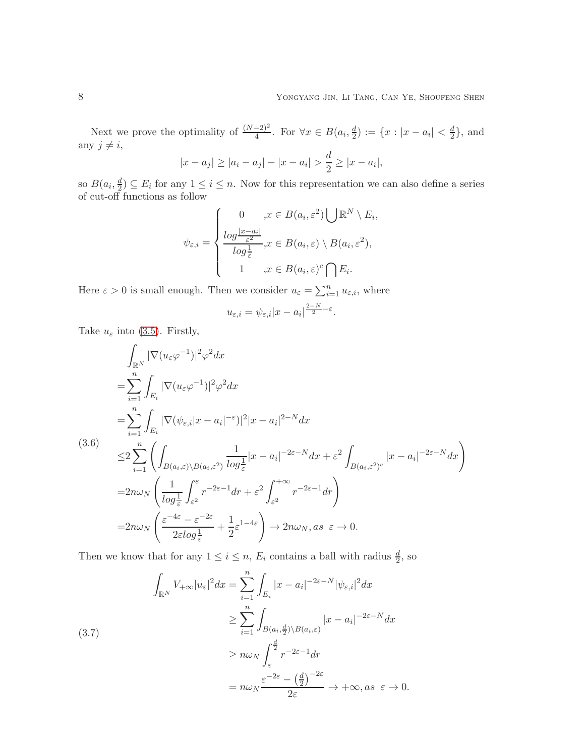Next we prove the optimality of $\frac{(N-2)^2}{4}$. For $\forall x \in B(a_i, \frac{d}{2}) := \{x : |x - a_i| < \frac{d}{2}\}$, and any $j \neq i$,

$$|x - a_j| \geq |a_i - a_j| - |x - a_i| > \frac{d}{2} \geq |x - a_i|,$$

so $B(a_i, \frac{d}{2}) \subseteq E_i$ for any $1 \leq i \leq n$. Now for this representation we can also define a series of cut-off functions as follow

$$\psi_{\varepsilon,i} = \begin{cases} 0 & ,x \in B(a_i, \varepsilon^2) \bigcup \mathbb{R}^N \setminus E_i, \\ \dfrac{log\frac{|x-a_i|}{\varepsilon^2}}{log\frac{1}{\varepsilon}} & ,x \in B(a_i, \varepsilon) \setminus B(a_i, \varepsilon^2), \\ 1 & ,x \in B(a_i, \varepsilon)^c \bigcap E_i. \end{cases}$$

Here $\varepsilon > 0$ is small enough. Then we consider $u_\varepsilon = \sum_{i=1}^n u_{\varepsilon,i}$, where

$$u_{\varepsilon,i} = \psi_{\varepsilon,i} |x - a_i|^{\frac{2-N}{2} - \varepsilon}.$$

Take $u_\varepsilon$ into (3.5). Firstly,

$$\begin{aligned}
&\int_{\mathbb{R}^N} |\nabla(u_\varepsilon \varphi^{-1})|^2 \varphi^2 dx \\
=&\sum_{i=1}^n \int_{E_i} |\nabla(u_\varepsilon \varphi^{-1})|^2 \varphi^2 dx \\
=&\sum_{i=1}^n \int_{E_i} |\nabla(\psi_{\varepsilon,i} |x - a_i|^{-\varepsilon})|^2 |x - a_i|^{2-N} dx \\
\leq& 2 \sum_{i=1}^n \left( \int_{B(a_i,\varepsilon) \setminus B(a_i,\varepsilon^2)} \frac{1}{log\frac{1}{\varepsilon}} |x - a_i|^{-2\varepsilon - N} dx + \varepsilon^2 \int_{B(a_i,\varepsilon^2)^c} |x - a_i|^{-2\varepsilon - N} dx \right) \\
=& 2n\omega_N \left( \frac{1}{log\frac{1}{\varepsilon}} \int_{\varepsilon^2}^{\varepsilon} r^{-2\varepsilon - 1} dr + \varepsilon^2 \int_{\varepsilon^2}^{+\infty} r^{-2\varepsilon - 1} dr \right) \\
=& 2n\omega_N \left( \frac{\varepsilon^{-4\varepsilon} - \varepsilon^{-2\varepsilon}}{2\varepsilon log\frac{1}{\varepsilon}} + \frac{1}{2} \varepsilon^{1 - 4\varepsilon} \right) \to 2n\omega_N, as \ \ \varepsilon \to 0.
\end{aligned} \tag{3.6}$$

Then we know that for any $1 \leq i \leq n$, $E_i$ contains a ball with radius $\frac{d}{2}$, so

$$\begin{aligned}
\int_{\mathbb{R}^N} V_{+\infty} |u_\varepsilon|^2 dx &= \sum_{i=1}^n \int_{E_i} |x - a_i|^{-2\varepsilon - N} |\psi_{\varepsilon,i}|^2 dx \\
&\geq \sum_{i=1}^n \int_{B(a_i,\frac{d}{2}) \setminus B(a_i,\varepsilon)} |x - a_i|^{-2\varepsilon - N} dx \\
&\geq n\omega_N \int_{\varepsilon}^{\frac{d}{2}} r^{-2\varepsilon - 1} dr \\
&= n\omega_N \frac{\varepsilon^{-2\varepsilon} - \left(\frac{d}{2}\right)^{-2\varepsilon}}{2\varepsilon} \to +\infty, as \ \ \varepsilon \to 0.
\end{aligned} \tag{3.7}$$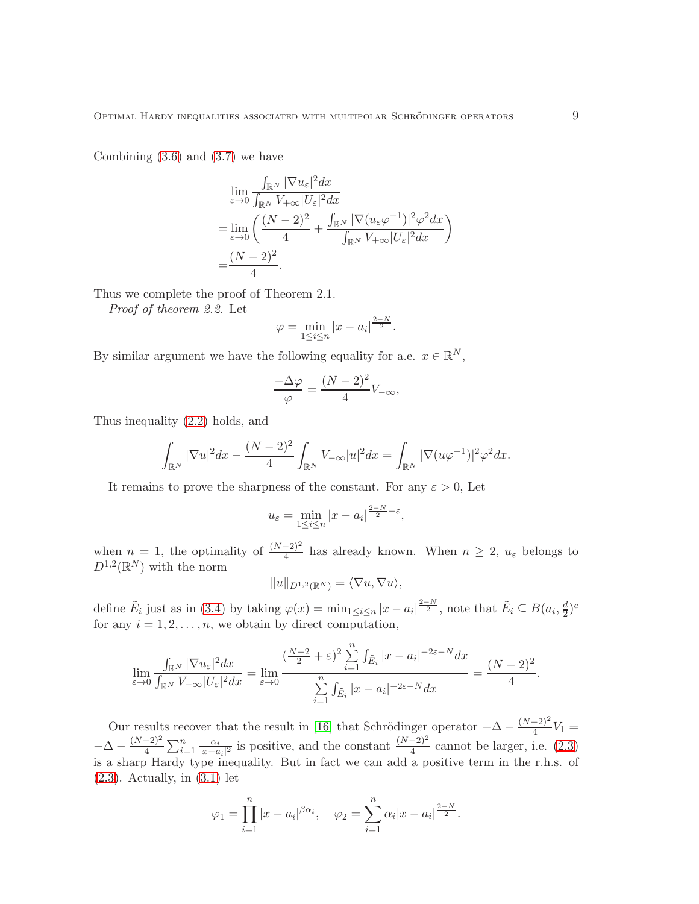Combining (3.6) and (3.7) we have

$$
\begin{aligned}
&\lim_{\varepsilon\to 0}\frac{\int_{\mathbb{R}^N}|\nabla u_\varepsilon|^2dx}{\int_{\mathbb{R}^N}V_{+\infty}|U_\varepsilon|^2dx}\\
=&\lim_{\varepsilon\to 0}\left(\frac{(N-2)^2}{4}+\frac{\int_{\mathbb{R}^N}|\nabla(u_\varepsilon\varphi^{-1})|^2\varphi^2dx}{\int_{\mathbb{R}^N}V_{+\infty}|U_\varepsilon|^2dx}\right)\\
=&\frac{(N-2)^2}{4}.
\end{aligned}
$$

Thus we complete the proof of Theorem 2.1.

*Proof of theorem 2.2.* Let

$$
\varphi=\min_{1\le i\le n}|x-a_i|^{\frac{2-N}{2}}.
$$

By similar argument we have the following equality for a.e. $x\in\mathbb{R}^N$,

$$
\frac{-\Delta\varphi}{\varphi}=\frac{(N-2)^2}{4}V_{-\infty},
$$

Thus inequality (2.2) holds, and

$$
\int_{\mathbb{R}^N}|\nabla u|^2dx-\frac{(N-2)^2}{4}\int_{\mathbb{R}^N}V_{-\infty}|u|^2dx=\int_{\mathbb{R}^N}|\nabla(u\varphi^{-1})|^2\varphi^2dx.
$$

It remains to prove the sharpness of the constant. For any $\varepsilon>0$, Let

$$
u_\varepsilon=\min_{1\le i\le n}|x-a_i|^{\frac{2-N}{2}-\varepsilon},
$$

when $n=1$, the optimality of $\frac{(N-2)^2}{4}$ has already known. When $n\ge 2$, $u_\varepsilon$ belongs to $D^{1,2}(\mathbb{R}^N)$ with the norm

$$
\|u\|_{D^{1,2}(\mathbb{R}^N)}=\langle\nabla u,\nabla u\rangle,
$$

define $\tilde{E}_i$ just as in (3.4) by taking $\varphi(x)=\min_{1\le i\le n}|x-a_i|^{\frac{2-N}{2}}$, note that $\tilde{E}_i\subseteq B(a_i,\frac{d}{2})^c$ for any $i=1,2,\dots,n$, we obtain by direct computation,

$$
\lim_{\varepsilon\to 0}\frac{\int_{\mathbb{R}^N}|\nabla u_\varepsilon|^2dx}{\int_{\mathbb{R}^N}V_{-\infty}|U_\varepsilon|^2dx}=\lim_{\varepsilon\to 0}\frac{(\frac{N-2}{2}+\varepsilon)^2\sum\limits_{i=1}^{n}\int_{\tilde{E}_i}|x-a_i|^{-2\varepsilon-N}dx}{\sum\limits_{i=1}^{n}\int_{\tilde{E}_i}|x-a_i|^{-2\varepsilon-N}dx}=\frac{(N-2)^2}{4}.
$$

Our results recover that the result in [16] that Schrödinger operator $-\Delta-\frac{(N-2)^2}{4}V_1=-\Delta-\frac{(N-2)^2}{4}\sum_{i=1}^n\frac{\alpha_i}{|x-a_i|^2}$ is positive, and the constant $\frac{(N-2)^2}{4}$ cannot be larger, i.e. (2.3) is a sharp Hardy type inequality. But in fact we can add a positive term in the r.h.s. of (2.3). Actually, in (3.1) let

$$
\varphi_1=\prod_{i=1}^n|x-a_i|^{\beta\alpha_i},\quad \varphi_2=\sum_{i=1}^n\alpha_i|x-a_i|^{\frac{2-N}{2}}.
$$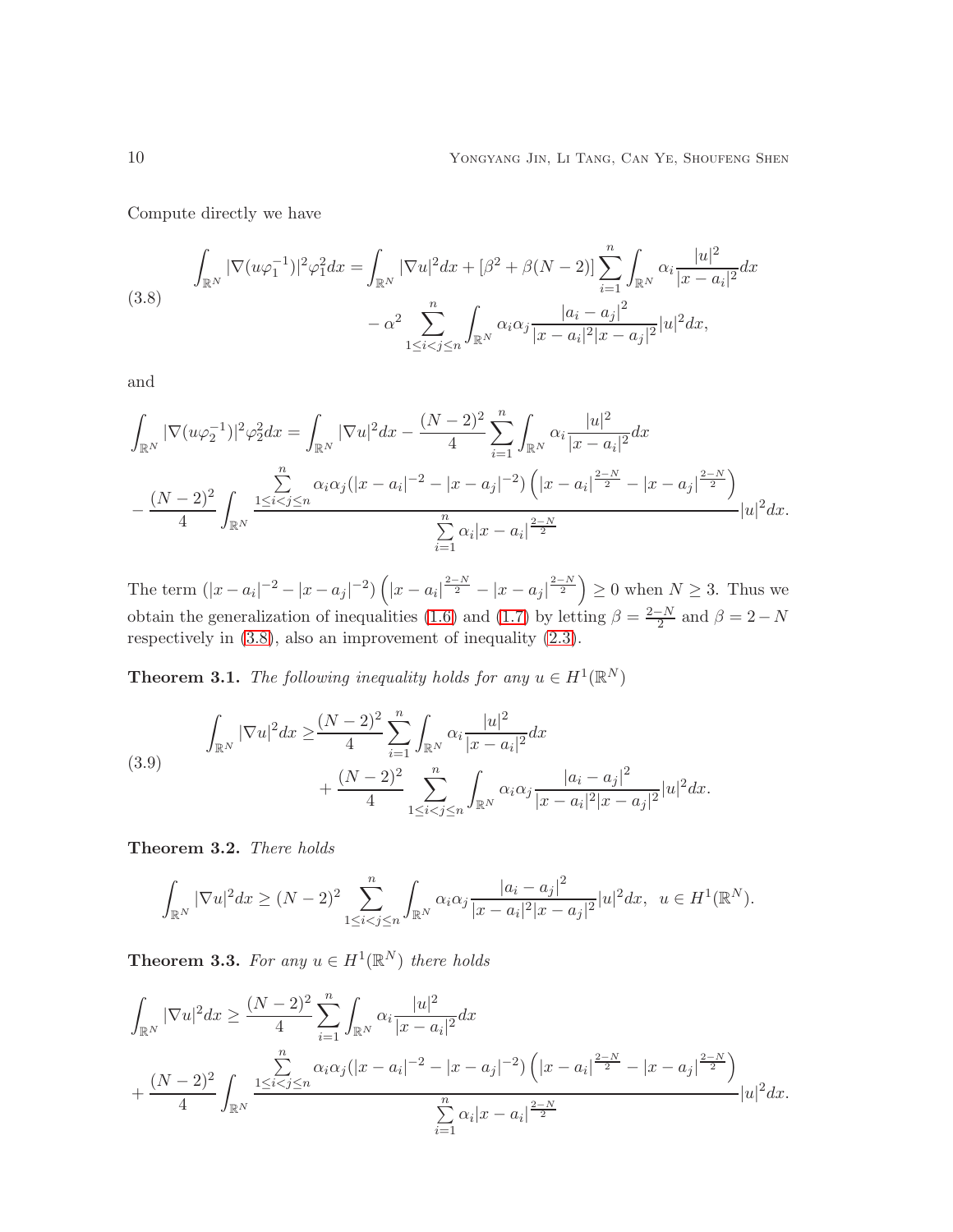Compute directly we have

$$
\int_{\mathbb{R}^N} |\nabla(u\varphi_1^{-1})|^2\varphi_1^2 dx = \int_{\mathbb{R}^N} |\nabla u|^2 dx + [\beta^2 + \beta(N-2)] \sum_{i=1}^{n} \int_{\mathbb{R}^N} \alpha_i \frac{|u|^2}{|x-a_i|^2} dx
$$
$$
- \alpha^2 \sum_{1\le i<j\le n} \int_{\mathbb{R}^N} \alpha_i\alpha_j \frac{|a_i-a_j|^2}{|x-a_i|^2|x-a_j|^2}|u|^2 dx, \tag{3.8}
$$

and

$$
\int_{\mathbb{R}^N} |\nabla(u\varphi_2^{-1})|^2\varphi_2^2 dx = \int_{\mathbb{R}^N} |\nabla u|^2 dx - \frac{(N-2)^2}{4} \sum_{i=1}^{n} \int_{\mathbb{R}^N} \alpha_i \frac{|u|^2}{|x-a_i|^2} dx
$$
$$
- \frac{(N-2)^2}{4} \int_{\mathbb{R}^N} \frac{\sum\limits_{1\le i<j\le n}^{n} \alpha_i\alpha_j (|x-a_i|^{-2} - |x-a_j|^{-2}) \left(|x-a_i|^{\frac{2-N}{2}} - |x-a_j|^{\frac{2-N}{2}}\right)}{\sum\limits_{i=1}^{n} \alpha_i |x-a_i|^{\frac{2-N}{2}}} |u|^2 dx.
$$

The term $(|x-a_i|^{-2} - |x-a_j|^{-2}) \left(|x-a_i|^{\frac{2-N}{2}} - |x-a_j|^{\frac{2-N}{2}}\right) \geq 0$ when $N \geq 3$. Thus we obtain the generalization of inequalities (1.6) and (1.7) by letting $\beta = \frac{2-N}{2}$ and $\beta = 2-N$ respectively in (3.8), also an improvement of inequality (2.3).

**Theorem 3.1.** *The following inequality holds for any $u \in H^1(\mathbb{R}^N)$*

$$
\int_{\mathbb{R}^N} |\nabla u|^2 dx \geq \frac{(N-2)^2}{4} \sum_{i=1}^{n} \int_{\mathbb{R}^N} \alpha_i \frac{|u|^2}{|x-a_i|^2} dx
$$
$$
+ \frac{(N-2)^2}{4} \sum_{1\le i<j\le n}^{n} \int_{\mathbb{R}^N} \alpha_i\alpha_j \frac{|a_i-a_j|^2}{|x-a_i|^2|x-a_j|^2}|u|^2 dx. \tag{3.9}
$$

**Theorem 3.2.** *There holds*

$$
\int_{\mathbb{R}^N} |\nabla u|^2 dx \geq (N-2)^2 \sum_{1\le i<j\le n}^{n} \int_{\mathbb{R}^N} \alpha_i\alpha_j \frac{|a_i-a_j|^2}{|x-a_i|^2|x-a_j|^2}|u|^2 dx, \quad u \in H^1(\mathbb{R}^N).
$$

**Theorem 3.3.** *For any $u \in H^1(\mathbb{R}^N)$ there holds*

$$
\int_{\mathbb{R}^N} |\nabla u|^2 dx \geq \frac{(N-2)^2}{4} \sum_{i=1}^{n} \int_{\mathbb{R}^N} \alpha_i \frac{|u|^2}{|x-a_i|^2} dx
$$
$$
+ \frac{(N-2)^2}{4} \int_{\mathbb{R}^N} \frac{\sum\limits_{1\le i<j\le n}^{n} \alpha_i\alpha_j (|x-a_i|^{-2} - |x-a_j|^{-2}) \left(|x-a_i|^{\frac{2-N}{2}} - |x-a_j|^{\frac{2-N}{2}}\right)}{\sum\limits_{i=1}^{n} \alpha_i |x-a_i|^{\frac{2-N}{2}}} |u|^2 dx.
$$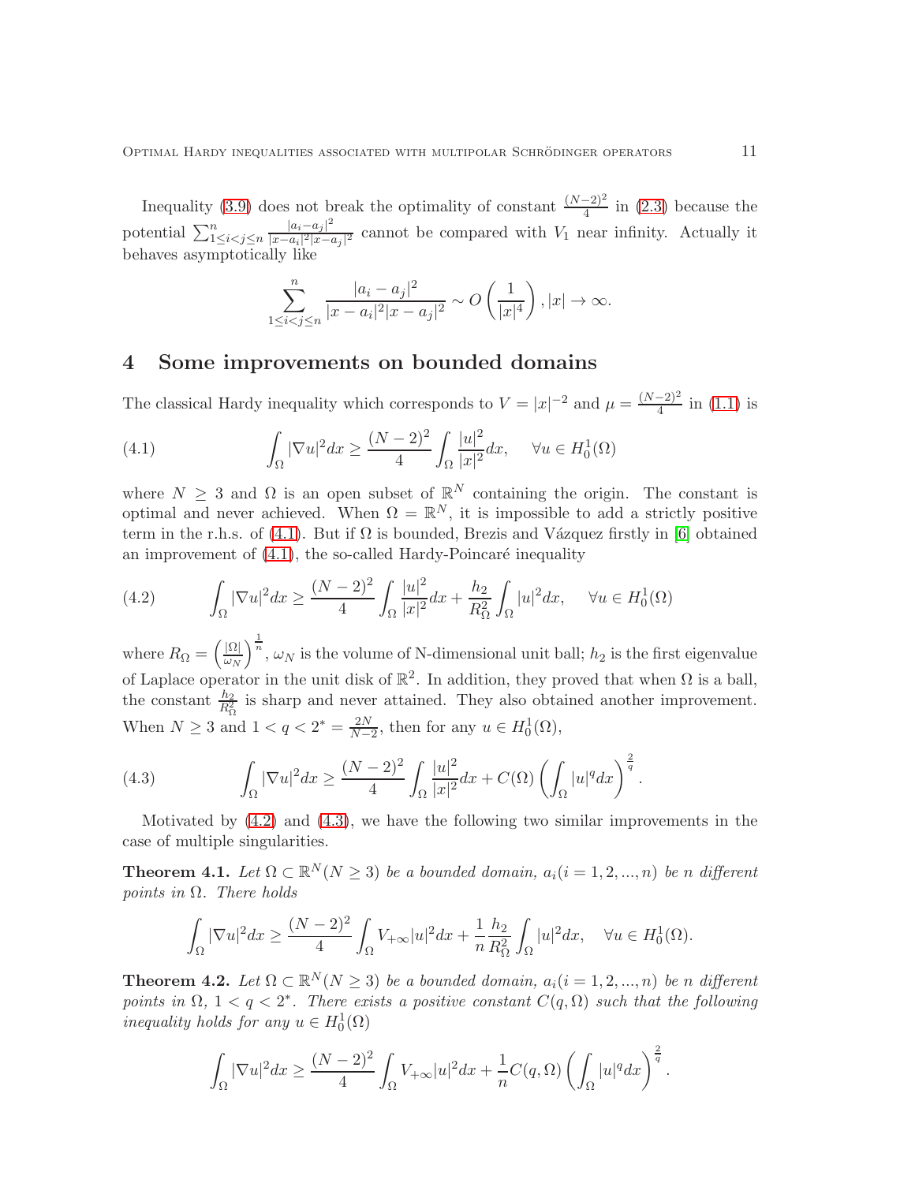Inequality (3.9) does not break the optimality of constant $\frac{(N-2)^2}{4}$ in (2.3) because the potential $\sum_{1\le i<j\le n}^{n} \frac{|a_i-a_j|^2}{|x-a_i|^2|x-a_j|^2}$ cannot be compared with $V_1$ near infinity. Actually it behaves asymptotically like

$$\sum_{1\le i<j\le n}^{n} \frac{|a_i-a_j|^2}{|x-a_i|^2|x-a_j|^2} \sim O\left(\frac{1}{|x|^4}\right), |x|\to\infty.$$

## 4 Some improvements on bounded domains

The classical Hardy inequality which corresponds to $V = |x|^{-2}$ and $\mu = \frac{(N-2)^2}{4}$ in (1.1) is

$$\int_\Omega |\nabla u|^2 dx \ge \frac{(N-2)^2}{4}\int_\Omega \frac{|u|^2}{|x|^2}dx, \quad \forall u\in H_0^1(\Omega) \tag{4.1}$$

where $N\ge 3$ and $\Omega$ is an open subset of $\mathbb{R}^N$ containing the origin. The constant is optimal and never achieved. When $\Omega = \mathbb{R}^N$, it is impossible to add a strictly positive term in the r.h.s. of (4.1). But if $\Omega$ is bounded, Brezis and Vázquez firstly in [6] obtained an improvement of (4.1), the so-called Hardy-Poincaré inequality

$$\int_\Omega |\nabla u|^2 dx \ge \frac{(N-2)^2}{4}\int_\Omega \frac{|u|^2}{|x|^2}dx + \frac{h_2}{R_\Omega^2}\int_\Omega |u|^2dx, \quad \forall u\in H_0^1(\Omega) \tag{4.2}$$

where $R_\Omega = \left(\frac{|\Omega|}{\omega_N}\right)^{\frac{1}{n}}$, $\omega_N$ is the volume of N-dimensional unit ball; $h_2$ is the first eigenvalue of Laplace operator in the unit disk of $\mathbb{R}^2$. In addition, they proved that when $\Omega$ is a ball, the constant $\frac{h_2}{R_\Omega^2}$ is sharp and never attained. They also obtained another improvement. When $N\ge 3$ and $1<q<2^* = \frac{2N}{N-2}$, then for any $u\in H_0^1(\Omega)$,

$$\int_\Omega |\nabla u|^2 dx \ge \frac{(N-2)^2}{4}\int_\Omega \frac{|u|^2}{|x|^2}dx + C(\Omega)\left(\int_\Omega |u|^q dx\right)^{\frac{2}{q}}. \tag{4.3}$$

Motivated by (4.2) and (4.3), we have the following two similar improvements in the case of multiple singularities.

**Theorem 4.1.** *Let $\Omega\subset\mathbb{R}^N (N\ge 3)$ be a bounded domain, $a_i (i=1,2,...,n)$ be $n$ different points in $\Omega$. There holds*

$$\int_\Omega |\nabla u|^2 dx \ge \frac{(N-2)^2}{4}\int_\Omega V_{+\infty}|u|^2dx + \frac{1}{n}\frac{h_2}{R_\Omega^2}\int_\Omega |u|^2dx, \quad \forall u\in H_0^1(\Omega).$$

**Theorem 4.2.** *Let $\Omega\subset\mathbb{R}^N (N\ge 3)$ be a bounded domain, $a_i (i=1,2,...,n)$ be $n$ different points in $\Omega$, $1<q<2^*$. There exists a positive constant $C(q,\Omega)$ such that the following inequality holds for any $u\in H_0^1(\Omega)$*

$$\int_\Omega |\nabla u|^2 dx \ge \frac{(N-2)^2}{4}\int_\Omega V_{+\infty}|u|^2dx + \frac{1}{n}C(q,\Omega)\left(\int_\Omega |u|^q dx\right)^{\frac{2}{q}}.$$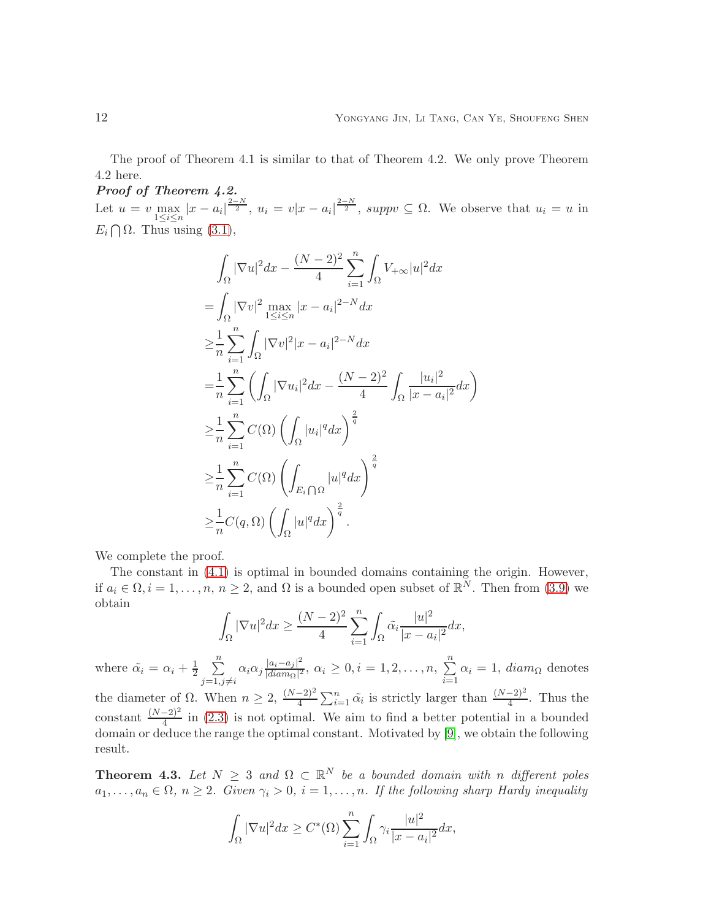The proof of Theorem 4.1 is similar to that of Theorem 4.2. We only prove Theorem 4.2 here.

***Proof of Theorem 4.2.***

Let $u = v \max\limits_{1\leq i\leq n} |x-a_i|^{\frac{2-N}{2}}$, $u_i = v|x-a_i|^{\frac{2-N}{2}}$, $suppv \subseteq \Omega$. We observe that $u_i = u$ in $E_i \bigcap \Omega$. Thus using (3.1),

$$
\begin{aligned}
&\int_\Omega |\nabla u|^2 dx - \frac{(N-2)^2}{4}\sum_{i=1}^n \int_\Omega V_{+\infty}|u|^2 dx \\
=&\int_\Omega |\nabla v|^2 \max_{1\leq i\leq n}|x-a_i|^{2-N} dx \\
\geq& \frac{1}{n}\sum_{i=1}^n \int_\Omega |\nabla v|^2 |x-a_i|^{2-N} dx \\
=& \frac{1}{n}\sum_{i=1}^n \left(\int_\Omega |\nabla u_i|^2 dx - \frac{(N-2)^2}{4}\int_\Omega \frac{|u_i|^2}{|x-a_i|^2}dx\right) \\
\geq& \frac{1}{n}\sum_{i=1}^n C(\Omega)\left(\int_\Omega |u_i|^q dx\right)^{\frac{2}{q}} \\
\geq& \frac{1}{n}\sum_{i=1}^n C(\Omega)\left(\int_{E_i\bigcap\Omega} |u|^q dx\right)^{\frac{2}{q}} \\
\geq& \frac{1}{n} C(q,\Omega)\left(\int_\Omega |u|^q dx\right)^{\frac{2}{q}}.
\end{aligned}
$$

We complete the proof.

The constant in (4.1) is optimal in bounded domains containing the origin. However, if $a_i \in \Omega, i = 1, \ldots, n$, $n \geq 2$, and $\Omega$ is a bounded open subset of $\mathbb{R}^N$. Then from (3.9) we obtain

$$\int_\Omega |\nabla u|^2 dx \geq \frac{(N-2)^2}{4}\sum_{i=1}^n \int_\Omega \tilde{\alpha_i}\frac{|u|^2}{|x-a_i|^2}dx,$$

where $\tilde{\alpha_i} = \alpha_i + \frac{1}{2}\sum\limits_{j=1,j\neq i}^n \alpha_i\alpha_j \frac{|a_i-a_j|^2}{|diam_\Omega|^2}$, $\alpha_i \geq 0, i = 1, 2, \ldots, n$, $\sum\limits_{i=1}^n \alpha_i = 1$, $diam_\Omega$ denotes the diameter of $\Omega$. When $n \geq 2$, $\frac{(N-2)^2}{4}\sum_{i=1}^n \tilde{\alpha_i}$ is strictly larger than $\frac{(N-2)^2}{4}$. Thus the constant $\frac{(N-2)^2}{4}$ in (2.3) is not optimal. We aim to find a better potential in a bounded domain or deduce the range the optimal constant. Motivated by [9], we obtain the following result.

**Theorem 4.3.** *Let $N \geq 3$ and $\Omega \subset \mathbb{R}^N$ be a bounded domain with $n$ different poles $a_1, \ldots, a_n \in \Omega$, $n \geq 2$. Given $\gamma_i > 0$, $i = 1, \ldots, n$. If the following sharp Hardy inequality*

$$\int_\Omega |\nabla u|^2 dx \geq C^*(\Omega)\sum_{i=1}^n \int_\Omega \gamma_i \frac{|u|^2}{|x-a_i|^2}dx,$$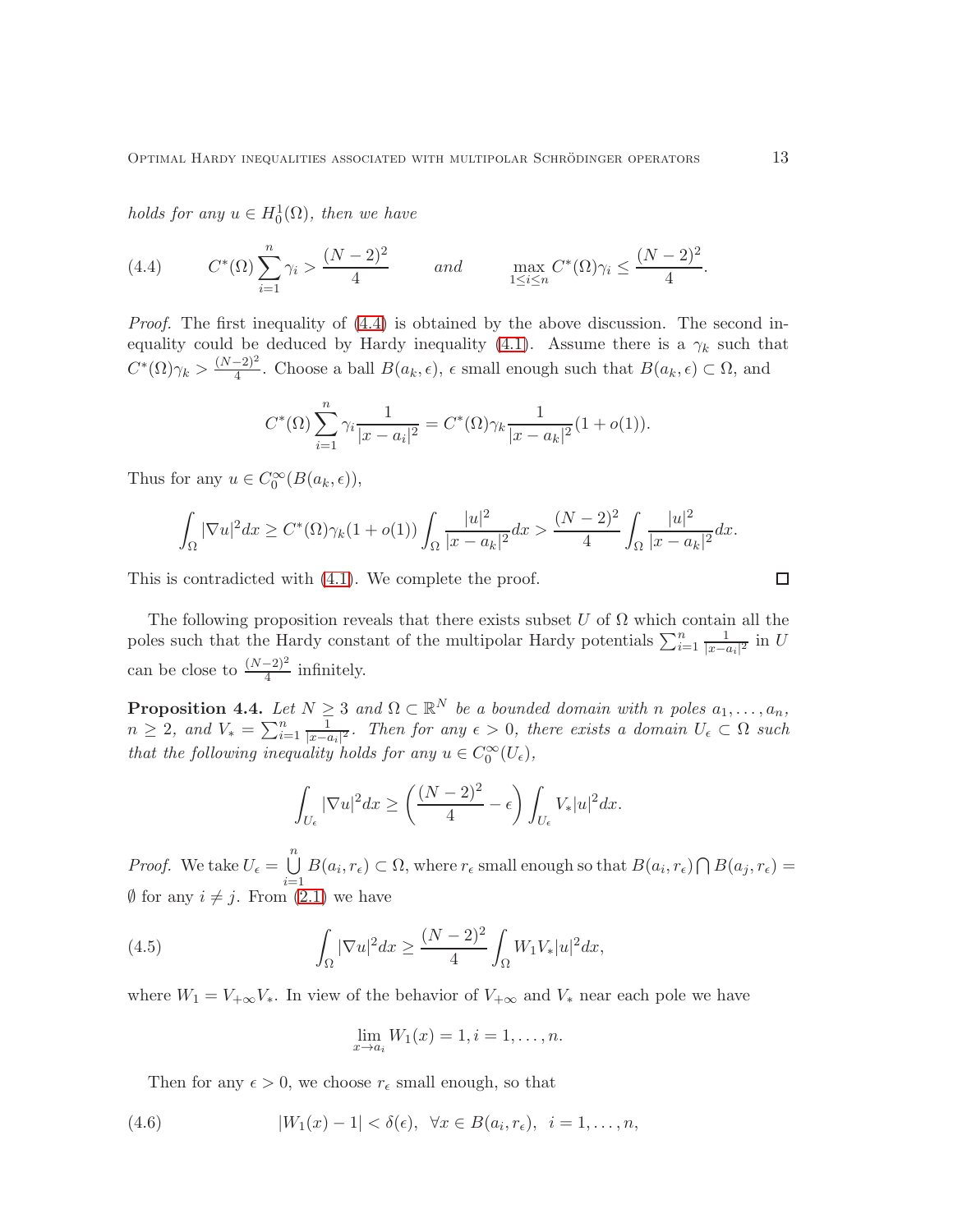*holds for any $u \in H_0^1(\Omega)$, then we have*

$$C^*(\Omega)\sum_{i=1}^n \gamma_i > \frac{(N-2)^2}{4} \qquad \text{and} \qquad \max_{1\le i\le n} C^*(\Omega)\gamma_i \le \frac{(N-2)^2}{4}. \tag{4.4}$$

*Proof.* The first inequality of (4.4) is obtained by the above discussion. The second inequality could be deduced by Hardy inequality (4.1). Assume there is a $\gamma_k$ such that $C^*(\Omega)\gamma_k > \frac{(N-2)^2}{4}$. Choose a ball $B(a_k,\epsilon)$, $\epsilon$ small enough such that $B(a_k,\epsilon)\subset\Omega$, and

$$C^*(\Omega)\sum_{i=1}^n \gamma_i \frac{1}{|x-a_i|^2} = C^*(\Omega)\gamma_k \frac{1}{|x-a_k|^2}(1+o(1)).$$

Thus for any $u \in C_0^\infty(B(a_k,\epsilon))$,

$$\int_\Omega |\nabla u|^2 dx \ge C^*(\Omega)\gamma_k(1+o(1))\int_\Omega \frac{|u|^2}{|x-a_k|^2}dx > \frac{(N-2)^2}{4}\int_\Omega \frac{|u|^2}{|x-a_k|^2}dx.$$

This is contradicted with (4.1). We complete the proof. □

The following proposition reveals that there exists subset $U$ of $\Omega$ which contain all the poles such that the Hardy constant of the multipolar Hardy potentials $\sum_{i=1}^n \frac{1}{|x-a_i|^2}$ in $U$ can be close to $\frac{(N-2)^2}{4}$ infinitely.

**Proposition 4.4.** *Let $N \ge 3$ and $\Omega \subset \mathbb{R}^N$ be a bounded domain with $n$ poles $a_1,\dots,a_n$, $n \ge 2$, and $V_* = \sum_{i=1}^n \frac{1}{|x-a_i|^2}$. Then for any $\epsilon > 0$, there exists a domain $U_\epsilon \subset \Omega$ such that the following inequality holds for any $u \in C_0^\infty(U_\epsilon)$,*

$$\int_{U_\epsilon} |\nabla u|^2 dx \ge \left(\frac{(N-2)^2}{4} - \epsilon\right)\int_{U_\epsilon} V_*|u|^2 dx.$$

*Proof.* We take $U_\epsilon = \bigcup_{i=1}^n B(a_i, r_\epsilon) \subset \Omega$, where $r_\epsilon$ small enough so that $B(a_i,r_\epsilon)\bigcap B(a_j,r_\epsilon) = \emptyset$ for any $i \ne j$. From (2.1) we have

$$\int_\Omega |\nabla u|^2 dx \ge \frac{(N-2)^2}{4}\int_\Omega W_1 V_* |u|^2 dx, \tag{4.5}$$

where $W_1 = V_{+\infty}V_*$. In view of the behavior of $V_{+\infty}$ and $V_*$ near each pole we have

$$\lim_{x\to a_i} W_1(x) = 1, i = 1,\dots,n.$$

Then for any $\epsilon > 0$, we choose $r_\epsilon$ small enough, so that

$$|W_1(x) - 1| < \delta(\epsilon),\ \ \forall x \in B(a_i,r_\epsilon),\ \ i = 1,\dots,n, \tag{4.6}$$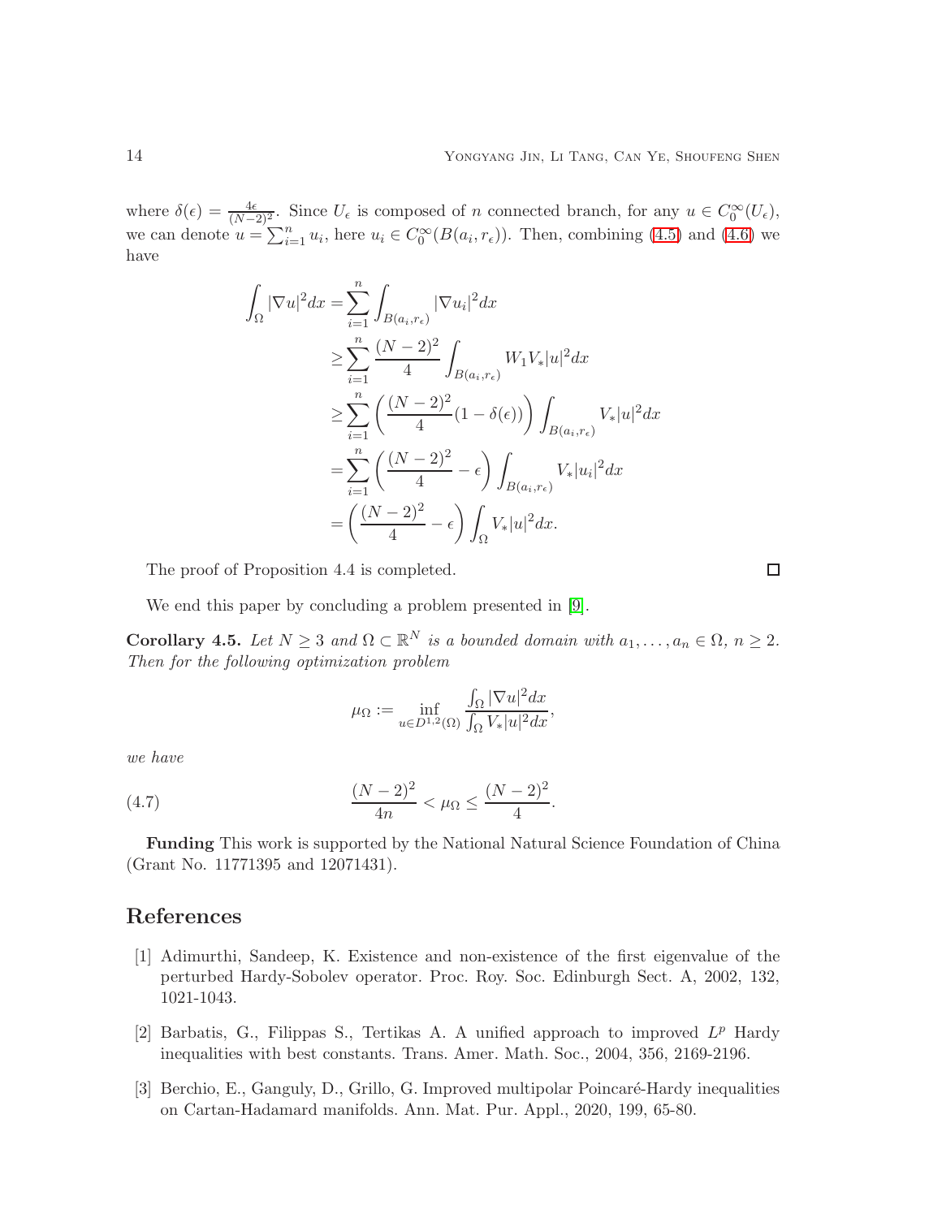where $\delta(\epsilon) = \frac{4\epsilon}{(N-2)^2}$. Since $U_\epsilon$ is composed of $n$ connected branch, for any $u \in C_0^\infty(U_\epsilon)$, we can denote $u = \sum_{i=1}^n u_i$, here $u_i \in C_0^\infty(B(a_i, r_\epsilon))$. Then, combining (4.5) and (4.6) we have

$$
\begin{aligned}
\int_\Omega |\nabla u|^2 dx &= \sum_{i=1}^n \int_{B(a_i,r_\epsilon)} |\nabla u_i|^2 dx \\
&\geq \sum_{i=1}^n \frac{(N-2)^2}{4} \int_{B(a_i,r_\epsilon)} W_1 V_* |u|^2 dx \\
&\geq \sum_{i=1}^n \left( \frac{(N-2)^2}{4} (1 - \delta(\epsilon)) \right) \int_{B(a_i,r_\epsilon)} V_* |u|^2 dx \\
&= \sum_{i=1}^n \left( \frac{(N-2)^2}{4} - \epsilon \right) \int_{B(a_i,r_\epsilon)} V_* |u_i|^2 dx \\
&= \left( \frac{(N-2)^2}{4} - \epsilon \right) \int_\Omega V_* |u|^2 dx.
\end{aligned}
$$

The proof of Proposition 4.4 is completed. □

We end this paper by concluding a problem presented in [9].

**Corollary 4.5.** *Let $N \geq 3$ and $\Omega \subset \mathbb{R}^N$ is a bounded domain with $a_1, \ldots, a_n \in \Omega$, $n \geq 2$. Then for the following optimization problem*

$$
\mu_\Omega := \inf_{u \in D^{1,2}(\Omega)} \frac{\int_\Omega |\nabla u|^2 dx}{\int_\Omega V_* |u|^2 dx},
$$

*we have*

$$
\frac{(N-2)^2}{4n} < \mu_\Omega \leq \frac{(N-2)^2}{4}. \tag{4.7}
$$

**Funding** This work is supported by the National Natural Science Foundation of China (Grant No. 11771395 and 12071431).

## References

[1] Adimurthi, Sandeep, K. Existence and non-existence of the first eigenvalue of the perturbed Hardy-Sobolev operator. Proc. Roy. Soc. Edinburgh Sect. A, 2002, 132, 1021-1043.

[2] Barbatis, G., Filippas S., Tertikas A. A unified approach to improved $L^p$ Hardy inequalities with best constants. Trans. Amer. Math. Soc., 2004, 356, 2169-2196.

[3] Berchio, E., Ganguly, D., Grillo, G. Improved multipolar Poincaré-Hardy inequalities on Cartan-Hadamard manifolds. Ann. Mat. Pur. Appl., 2020, 199, 65-80.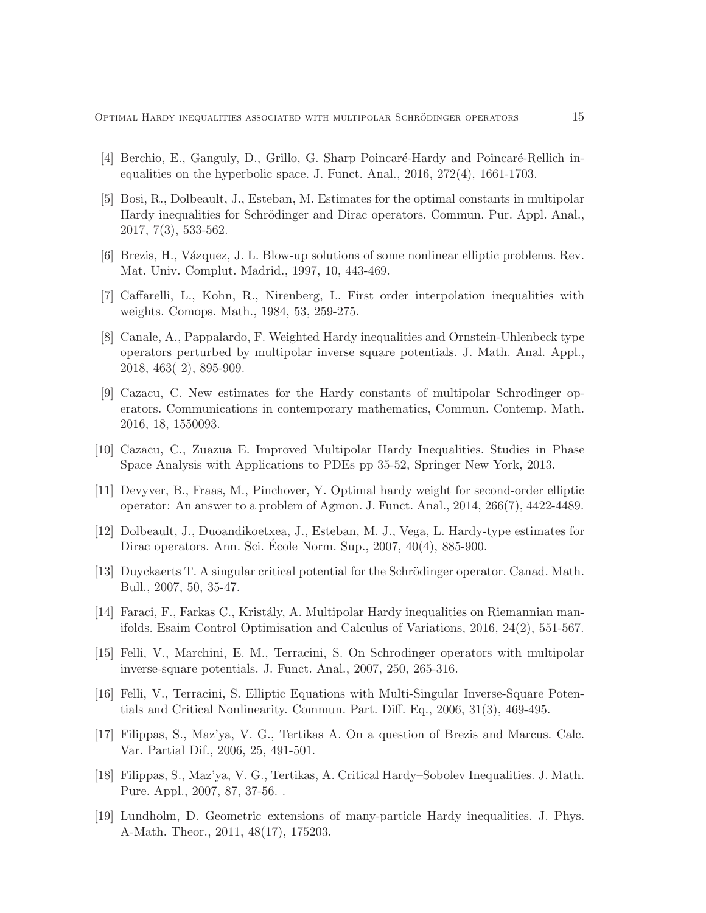[4] Berchio, E., Ganguly, D., Grillo, G. Sharp Poincaré-Hardy and Poincaré-Rellich inequalities on the hyperbolic space. J. Funct. Anal., 2016, 272(4), 1661-1703.

[5] Bosi, R., Dolbeault, J., Esteban, M. Estimates for the optimal constants in multipolar Hardy inequalities for Schrödinger and Dirac operators. Commun. Pur. Appl. Anal., 2017, 7(3), 533-562.

[6] Brezis, H., Vázquez, J. L. Blow-up solutions of some nonlinear elliptic problems. Rev. Mat. Univ. Complut. Madrid., 1997, 10, 443-469.

[7] Caffarelli, L., Kohn, R., Nirenberg, L. First order interpolation inequalities with weights. Comops. Math., 1984, 53, 259-275.

[8] Canale, A., Pappalardo, F. Weighted Hardy inequalities and Ornstein-Uhlenbeck type operators perturbed by multipolar inverse square potentials. J. Math. Anal. Appl., 2018, 463( 2), 895-909.

[9] Cazacu, C. New estimates for the Hardy constants of multipolar Schrodinger operators. Communications in contemporary mathematics, Commun. Contemp. Math. 2016, 18, 1550093.

[10] Cazacu, C., Zuazua E. Improved Multipolar Hardy Inequalities. Studies in Phase Space Analysis with Applications to PDEs pp 35-52, Springer New York, 2013.

[11] Devyver, B., Fraas, M., Pinchover, Y. Optimal hardy weight for second-order elliptic operator: An answer to a problem of Agmon. J. Funct. Anal., 2014, 266(7), 4422-4489.

[12] Dolbeault, J., Duoandikoetxea, J., Esteban, M. J., Vega, L. Hardy-type estimates for Dirac operators. Ann. Sci. École Norm. Sup., 2007, 40(4), 885-900.

[13] Duyckaerts T. A singular critical potential for the Schrödinger operator. Canad. Math. Bull., 2007, 50, 35-47.

[14] Faraci, F., Farkas C., Kristály, A. Multipolar Hardy inequalities on Riemannian manifolds. Esaim Control Optimisation and Calculus of Variations, 2016, 24(2), 551-567.

[15] Felli, V., Marchini, E. M., Terracini, S. On Schrodinger operators with multipolar inverse-square potentials. J. Funct. Anal., 2007, 250, 265-316.

[16] Felli, V., Terracini, S. Elliptic Equations with Multi-Singular Inverse-Square Potentials and Critical Nonlinearity. Commun. Part. Diff. Eq., 2006, 31(3), 469-495.

[17] Filippas, S., Maz'ya, V. G., Tertikas A. On a question of Brezis and Marcus. Calc. Var. Partial Dif., 2006, 25, 491-501.

[18] Filippas, S., Maz'ya, V. G., Tertikas, A. Critical Hardy–Sobolev Inequalities. J. Math. Pure. Appl., 2007, 87, 37-56. .

[19] Lundholm, D. Geometric extensions of many-particle Hardy inequalities. J. Phys. A-Math. Theor., 2011, 48(17), 175203.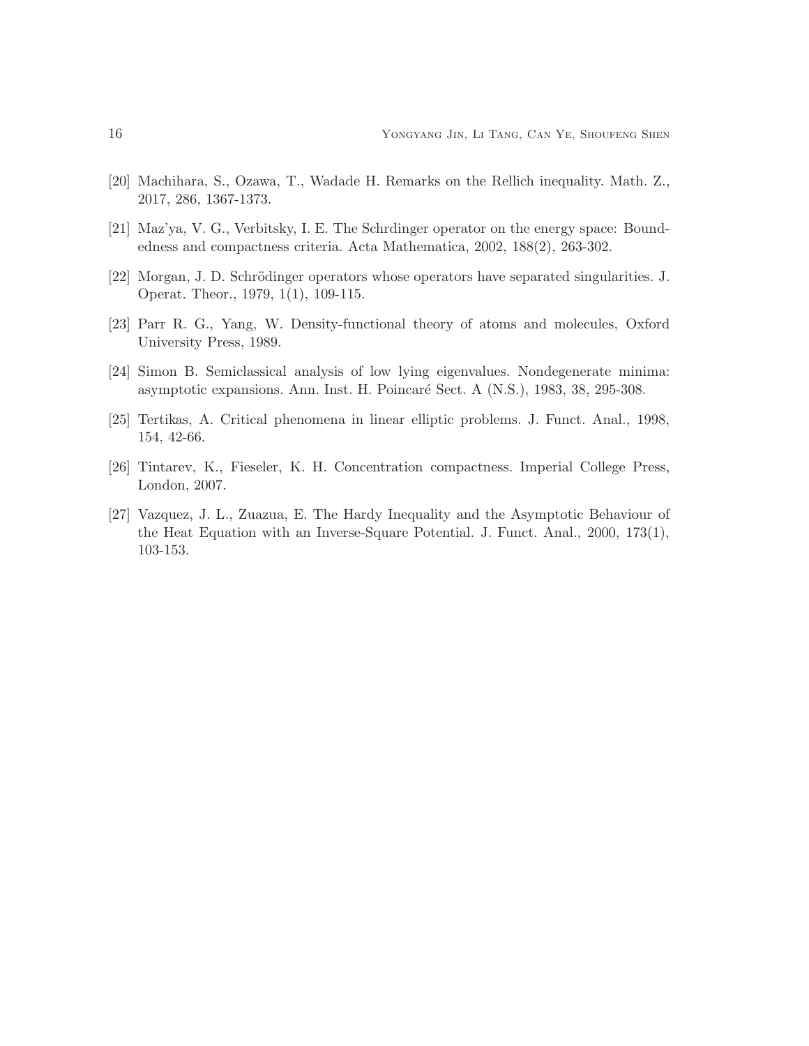[20] Machihara, S., Ozawa, T., Wadade H. Remarks on the Rellich inequality. Math. Z., 2017, 286, 1367-1373.

[21] Maz'ya, V. G., Verbitsky, I. E. The Schrdinger operator on the energy space: Boundedness and compactness criteria. Acta Mathematica, 2002, 188(2), 263-302.

[22] Morgan, J. D. Schrödinger operators whose operators have separated singularities. J. Operat. Theor., 1979, 1(1), 109-115.

[23] Parr R. G., Yang, W. Density-functional theory of atoms and molecules, Oxford University Press, 1989.

[24] Simon B. Semiclassical analysis of low lying eigenvalues. Nondegenerate minima: asymptotic expansions. Ann. Inst. H. Poincaré Sect. A (N.S.), 1983, 38, 295-308.

[25] Tertikas, A. Critical phenomena in linear elliptic problems. J. Funct. Anal., 1998, 154, 42-66.

[26] Tintarev, K., Fieseler, K. H. Concentration compactness. Imperial College Press, London, 2007.

[27] Vazquez, J. L., Zuazua, E. The Hardy Inequality and the Asymptotic Behaviour of the Heat Equation with an Inverse-Square Potential. J. Funct. Anal., 2000, 173(1), 103-153.